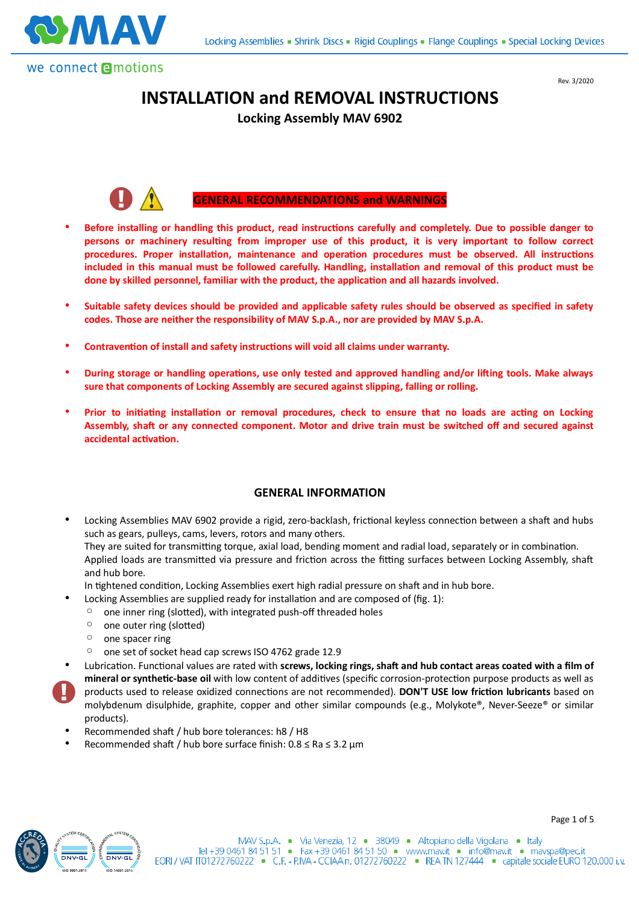Rev. 3/2020

# INSTALLATION and REMOVAL INSTRUCTIONS

## Locking Assembly MAV 6902

## GENERAL RECOMMENDATIONS and WARNINGS

- **Before installing or handling this product, read instructions carefully and completely. Due to possible danger to persons or machinery resulting from improper use of this product, it is very important to follow correct procedures. Proper installation, maintenance and operation procedures must be observed. All instructions included in this manual must be followed carefully. Handling, installation and removal of this product must be done by skilled personnel, familiar with the product, the application and all hazards involved.**

- **Suitable safety devices should be provided and applicable safety rules should be observed as specified in safety codes. Those are neither the responsibility of MAV S.p.A., nor are provided by MAV S.p.A.**

- **Contravention of install and safety instructions will void all claims under warranty.**

- **During storage or handling operations, use only tested and approved handling and/or lifting tools. Make always sure that components of Locking Assembly are secured against slipping, falling or rolling.**

- **Prior to initiating installation or removal procedures, check to ensure that no loads are acting on Locking Assembly, shaft or any connected component. Motor and drive train must be switched off and secured against accidental activation.**

## GENERAL INFORMATION

- Locking Assemblies MAV 6902 provide a rigid, zero-backlash, frictional keyless connection between a shaft and hubs such as gears, pulleys, cams, levers, rotors and many others.
  They are suited for transmitting torque, axial load, bending moment and radial load, separately or in combination.
  Applied loads are transmitted via pressure and friction across the fitting surfaces between Locking Assembly, shaft and hub bore.
  In tightened condition, Locking Assemblies exert high radial pressure on shaft and in hub bore.
- Locking Assemblies are supplied ready for installation and are composed of (fig. 1):
  - one inner ring (slotted), with integrated push-off threaded holes
  - one outer ring (slotted)
  - one spacer ring
  - one set of socket head cap screws ISO 4762 grade 12.9
- Lubrication. Functional values are rated with **screws, locking rings, shaft and hub contact areas coated with a film of mineral or synthetic-base oil** with low content of additives (specific corrosion-protection purpose products as well as products used to release oxidized connections are not recommended). **DON'T USE low friction lubricants** based on molybdenum disulphide, graphite, copper and other similar compounds (e.g., Molykote®, Never-Seeze® or similar products).
- Recommended shaft / hub bore tolerances: h8 / H8
- Recommended shaft / hub bore surface finish: 0.8 ≤ Ra ≤ 3.2 µm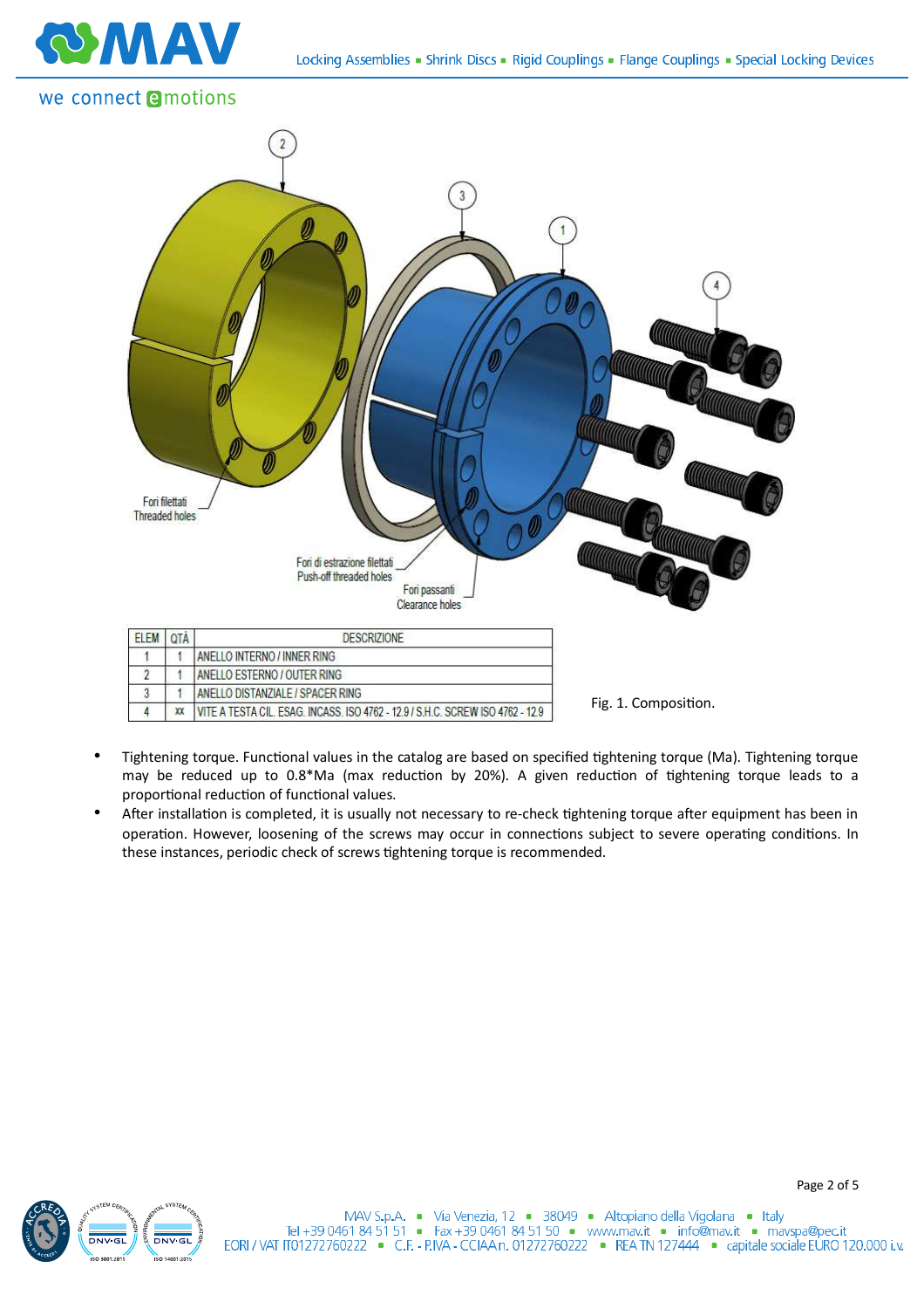Fori filettati
Threaded holes

Fori di estrazione filettati
Push-off threaded holes

Fori passanti
Clearance holes

| ELEM | QTÀ | DESCRIZIONE |
|---|---|---|
| 1 | 1 | ANELLO INTERNO / INNER RING |
| 2 | 1 | ANELLO ESTERNO / OUTER RING |
| 3 | 1 | ANELLO DISTANZIALE / SPACER RING |
| 4 | xx | VITE A TESTA CIL. ESAG. INCASS. ISO 4762 - 12.9 / S.H.C. SCREW ISO 4762 - 12.9 |

Fig. 1. Composition.

- Tightening torque. Functional values in the catalog are based on specified tightening torque (Ma). Tightening torque may be reduced up to 0.8*Ma (max reduction by 20%). A given reduction of tightening torque leads to a proportional reduction of functional values.
- After installation is completed, it is usually not necessary to re-check tightening torque after equipment has been in operation. However, loosening of the screws may occur in connections subject to severe operating conditions. In these instances, periodic check of screws tightening torque is recommended.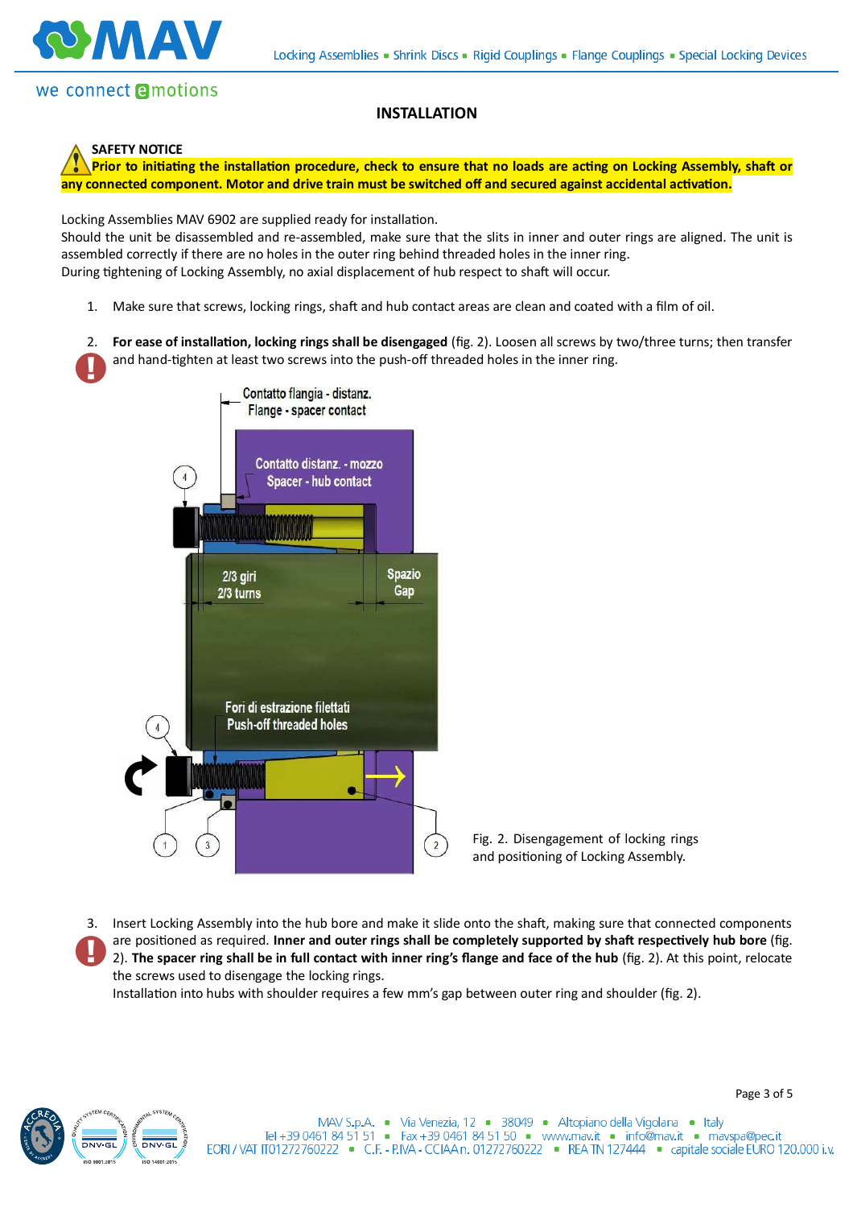## INSTALLATION

**SAFETY NOTICE**

**Prior to initiating the installation procedure, check to ensure that no loads are acting on Locking Assembly, shaft or any connected component. Motor and drive train must be switched off and secured against accidental activation.**

Locking Assemblies MAV 6902 are supplied ready for installation.
Should the unit be disassembled and re-assembled, make sure that the slits in inner and outer rings are aligned. The unit is assembled correctly if there are no holes in the outer ring behind threaded holes in the inner ring.
During tightening of Locking Assembly, no axial displacement of hub respect to shaft will occur.

1. Make sure that screws, locking rings, shaft and hub contact areas are clean and coated with a film of oil.

2. **For ease of installation, locking rings shall be disengaged** (fig. 2). Loosen all screws by two/three turns; then transfer and hand-tighten at least two screws into the push-off threaded holes in the inner ring.

Fig. 2. Disengagement of locking rings and positioning of Locking Assembly.

3. Insert Locking Assembly into the hub bore and make it slide onto the shaft, making sure that connected components are positioned as required. **Inner and outer rings shall be completely supported by shaft respectively hub bore** (fig. 2). **The spacer ring shall be in full contact with inner ring's flange and face of the hub** (fig. 2). At this point, relocate the screws used to disengage the locking rings.
   Installation into hubs with shoulder requires a few mm's gap between outer ring and shoulder (fig. 2).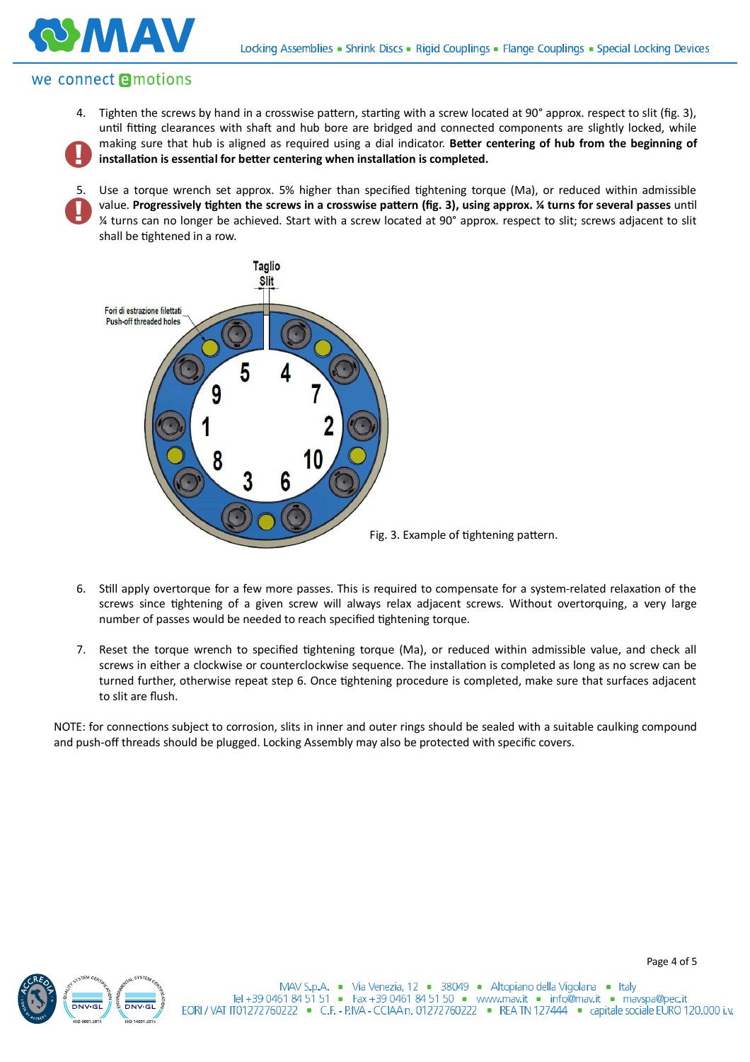4. Tighten the screws by hand in a crosswise pattern, starting with a screw located at 90° approx. respect to slit (fig. 3), until fitting clearances with shaft and hub bore are bridged and connected components are slightly locked, while making sure that hub is aligned as required using a dial indicator. **Better centering of hub from the beginning of installation is essential for better centering when installation is completed.**

5. Use a torque wrench set approx. 5% higher than specified tightening torque (Ma), or reduced within admissible value. **Progressively tighten the screws in a crosswise pattern (fig. 3), using approx. ¼ turns for several passes** until ¼ turns can no longer be achieved. Start with a screw located at 90° approx. respect to slit; screws adjacent to slit shall be tightened in a row.

Fig. 3. Example of tightening pattern.

6. Still apply overtorque for a few more passes. This is required to compensate for a system-related relaxation of the screws since tightening of a given screw will always relax adjacent screws. Without overtorquing, a very large number of passes would be needed to reach specified tightening torque.

7. Reset the torque wrench to specified tightening torque (Ma), or reduced within admissible value, and check all screws in either a clockwise or counterclockwise sequence. The installation is completed as long as no screw can be turned further, otherwise repeat step 6. Once tightening procedure is completed, make sure that surfaces adjacent to slit are flush.

NOTE: for connections subject to corrosion, slits in inner and outer rings should be sealed with a suitable caulking compound and push-off threads should be plugged. Locking Assembly may also be protected with specific covers.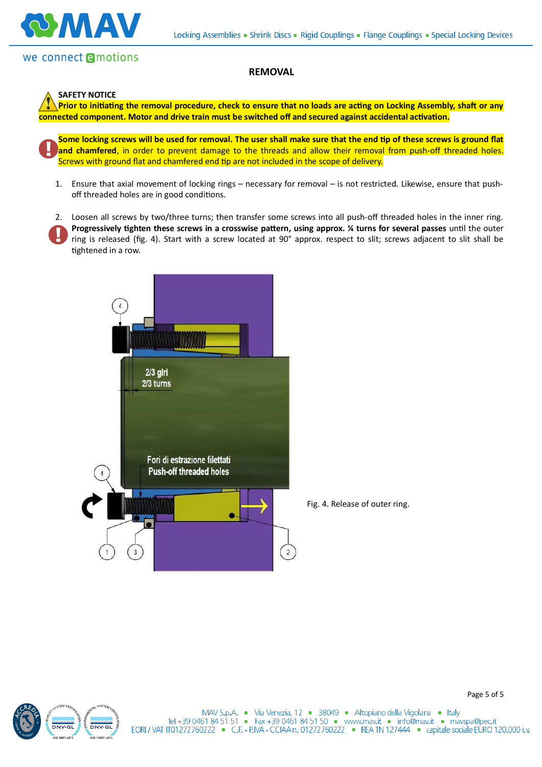## REMOVAL

**SAFETY NOTICE**
**Prior to initiating the removal procedure, check to ensure that no loads are acting on Locking Assembly, shaft or any connected component. Motor and drive train must be switched off and secured against accidental activation.**

**Some locking screws will be used for removal. The user shall make sure that the end tip of these screws is ground flat and chamfered**, in order to prevent damage to the threads and allow their removal from push-off threaded holes. Screws with ground flat and chamfered end tip are not included in the scope of delivery.

1. Ensure that axial movement of locking rings – necessary for removal – is not restricted. Likewise, ensure that push-off threaded holes are in good conditions.

2. Loosen all screws by two/three turns; then transfer some screws into all push-off threaded holes in the inner ring. **Progressively tighten these screws in a crosswise pattern, using approx. ¼ turns for several passes** until the outer ring is released (fig. 4). Start with a screw located at 90° approx. respect to slit; screws adjacent to slit shall be tightened in a row.

2/3 giri
2/3 turns
Fori di estrazione filettati
Push-off threaded holes
4
4
1
3
2

Fig. 4. Release of outer ring.